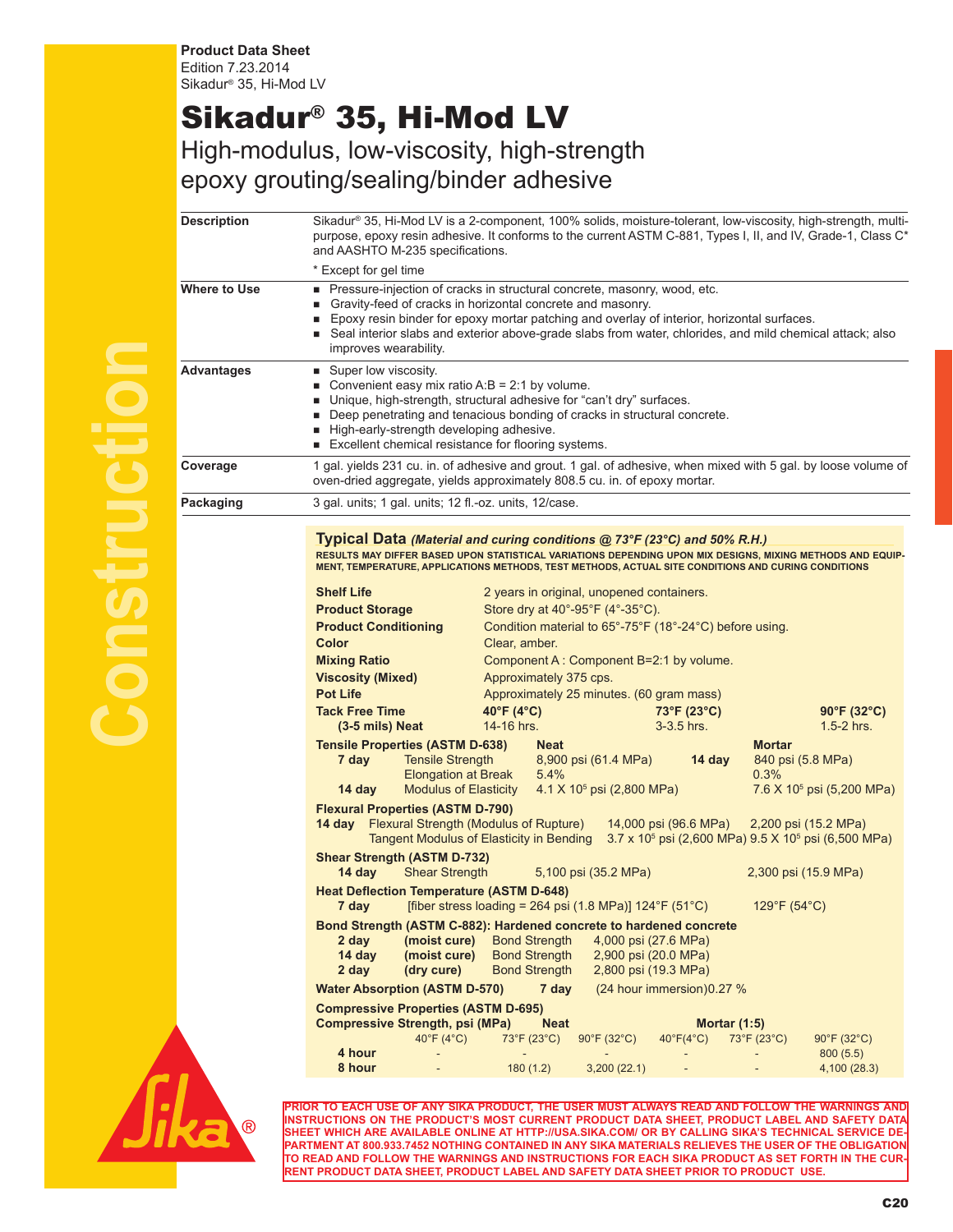**Product Data Sheet**
Edition 7.23.2014
Sikadur® 35, Hi-Mod LV

# Sikadur® 35, Hi-Mod LV

## High-modulus, low-viscosity, high-strength epoxy grouting/sealing/binder adhesive

**Description**

Sikadur® 35, Hi-Mod LV is a 2-component, 100% solids, moisture-tolerant, low-viscosity, high-strength, multi-purpose, epoxy resin adhesive. It conforms to the current ASTM C-881, Types I, II, and IV, Grade-1, Class C* and AASHTO M-235 specifications.

\* Except for gel time

**Where to Use**

- Pressure-injection of cracks in structural concrete, masonry, wood, etc.
- Gravity-feed of cracks in horizontal concrete and masonry.
- Epoxy resin binder for epoxy mortar patching and overlay of interior, horizontal surfaces.
- Seal interior slabs and exterior above-grade slabs from water, chlorides, and mild chemical attack; also improves wearability.

**Advantages**

- Super low viscosity.
- Convenient easy mix ratio A:B = 2:1 by volume.
- Unique, high-strength, structural adhesive for "can't dry" surfaces.
- Deep penetrating and tenacious bonding of cracks in structural concrete.
- High-early-strength developing adhesive.
- Excellent chemical resistance for flooring systems.

**Coverage**

1 gal. yields 231 cu. in. of adhesive and grout. 1 gal. of adhesive, when mixed with 5 gal. by loose volume of oven-dried aggregate, yields approximately 808.5 cu. in. of epoxy mortar.

**Packaging**

3 gal. units; 1 gal. units; 12 fl.-oz. units, 12/case.

### Typical Data *(Material and curing conditions @ 73°F (23°C) and 50% R.H.)*

RESULTS MAY DIFFER BASED UPON STATISTICAL VARIATIONS DEPENDING UPON MIX DESIGNS, MIXING METHODS AND EQUIPMENT, TEMPERATURE, APPLICATIONS METHODS, TEST METHODS, ACTUAL SITE CONDITIONS AND CURING CONDITIONS

**Shelf Life** — 2 years in original, unopened containers.

**Product Storage** — Store dry at 40°-95°F (4°-35°C).

**Product Conditioning** — Condition material to 65°-75°F (18°-24°C) before using.

**Color** — Clear, amber.

**Mixing Ratio** — Component A : Component B=2:1 by volume.

**Viscosity (Mixed)** — Approximately 375 cps.

**Pot Life** — Approximately 25 minutes. (60 gram mass)

| **Tack Free Time (3-5 mils) Neat** | **40°F (4°C)** | **73°F (23°C)** | **90°F (32°C)** |
|---|---|---|---|
| | 14-16 hrs. | 3-3.5 hrs. | 1.5-2 hrs. |

**Tensile Properties (ASTM D-638)**

| | | **Neat** | | **Mortar** |
|---|---|---|---|---|
| **7 day** | Tensile Strength | 8,900 psi (61.4 MPa) | **14 day** | 840 psi (5.8 MPa) |
| | Elongation at Break | 5.4% | | 0.3% |
| **14 day** | Modulus of Elasticity | 4.1 X $10^5$ psi (2,800 MPa) | | 7.6 X $10^5$ psi (5,200 MPa) |

**Flexural Properties (ASTM D-790)**

| | | Neat | Mortar |
|---|---|---|---|
| **14 day** | Flexural Strength (Modulus of Rupture) | 14,000 psi (96.6 MPa) | 2,200 psi (15.2 MPa) |
| | Tangent Modulus of Elasticity in Bending | 3.7 x $10^5$ psi (2,600 MPa) | 9.5 X $10^5$ psi (6,500 MPa) |

**Shear Strength (ASTM D-732)**

| | | Neat | Mortar |
|---|---|---|---|
| **14 day** | Shear Strength | 5,100 psi (35.2 MPa) | 2,300 psi (15.9 MPa) |

**Heat Deflection Temperature (ASTM D-648)**

| | | Neat | Mortar |
|---|---|---|---|
| **7 day** | [fiber stress loading = 264 psi (1.8 MPa)] | 124°F (51°C) | 129°F (54°C) |

**Bond Strength (ASTM C-882): Hardened concrete to hardened concrete**

| | | | |
|---|---|---|---|
| **2 day** | **(moist cure)** | Bond Strength | 4,000 psi (27.6 MPa) |
| **14 day** | **(moist cure)** | Bond Strength | 2,900 psi (20.0 MPa) |
| **2 day** | **(dry cure)** | Bond Strength | 2,800 psi (19.3 MPa) |

**Water Absorption (ASTM D-570)** **7 day** (24 hour immersion) 0.27 %

**Compressive Properties (ASTM D-695)**

| **Compressive Strength, psi (MPa)** | **Neat** | | | **Mortar (1:5)** | | |
|---|---|---|---|---|---|---|
| | 40°F (4°C) | 73°F (23°C) | 90°F (32°C) | 40°F(4°C) | 73°F (23°C) | 90°F (32°C) |
| **4 hour** | - | - | - | - | - | 800 (5.5) |
| **8 hour** | - | 180 (1.2) | 3,200 (22.1) | - | - | 4,100 (28.3) |

PRIOR TO EACH USE OF ANY SIKA PRODUCT, THE USER MUST ALWAYS READ AND FOLLOW THE WARNINGS AND INSTRUCTIONS ON THE PRODUCT'S MOST CURRENT PRODUCT DATA SHEET, PRODUCT LABEL AND SAFETY DATA SHEET WHICH ARE AVAILABLE ONLINE AT HTTP://USA.SIKA.COM/ OR BY CALLING SIKA'S TECHNICAL SERVICE DEPARTMENT AT 800.933.7452 NOTHING CONTAINED IN ANY SIKA MATERIALS RELIEVES THE USER OF THE OBLIGATION TO READ AND FOLLOW THE WARNINGS AND INSTRUCTIONS FOR EACH SIKA PRODUCT AS SET FORTH IN THE CURRENT PRODUCT DATA SHEET, PRODUCT LABEL AND SAFETY DATA SHEET PRIOR TO PRODUCT USE.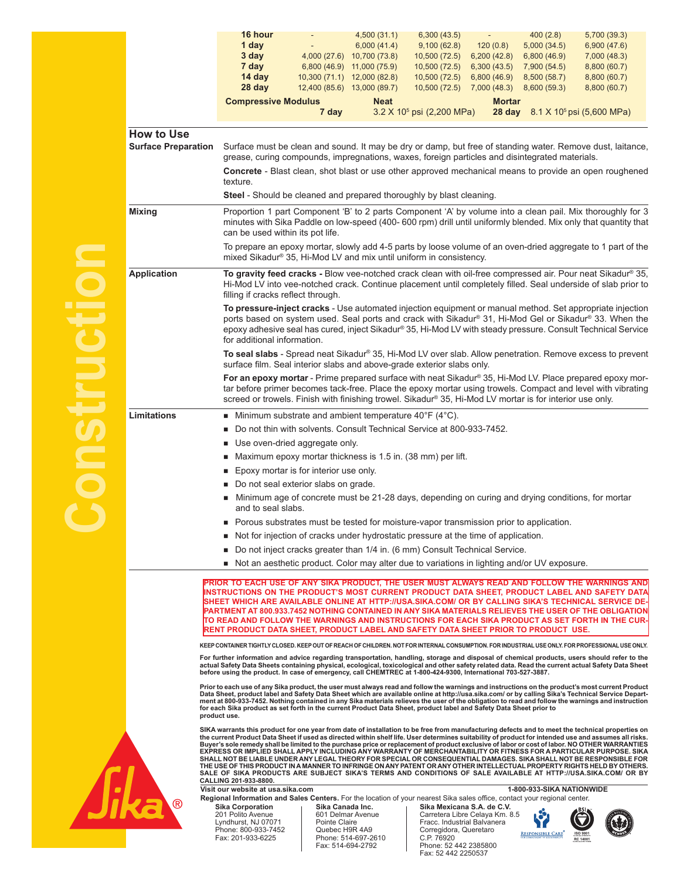| | | | | | | |
|---|---|---|---|---|---|---|
| **16 hour** | - | 4,500 (31.1) | 6,300 (43.5) | - | 400 (2.8) | 5,700 (39.3) |
| **1 day** | - | 6,000 (41.4) | 9,100 (62.8) | 120 (0.8) | 5,000 (34.5) | 6,900 (47.6) |
| **3 day** | 4,000 (27.6) | 10,700 (73.8) | 10,500 (72.5) | 6,200 (42.8) | 6,800 (46.9) | 7,000 (48.3) |
| **7 day** | 6,800 (46.9) | 11,000 (75.9) | 10,500 (72.5) | 6,300 (43.5) | 7,900 (54.5) | 8,800 (60.7) |
| **14 day** | 10,300 (71.1) | 12,000 (82.8) | 10,500 (72.5) | 6,800 (46.9) | 8,500 (58.7) | 8,800 (60.7) |
| **28 day** | 12,400 (85.6) | 13,000 (89.7) | 10,500 (72.5) | 7,000 (48.3) | 8,600 (59.3) | 8,800 (60.7) |

**Compressive Modulus**

| | Neat | | Mortar |
|---|---|---|---|
| **7 day** | $3.2 \times 10^5$ psi (2,200 MPa) | **28 day** | $8.1 \times 10^5$ psi (5,600 MPa) |

## How to Use

### Surface Preparation

Surface must be clean and sound. It may be dry or damp, but free of standing water. Remove dust, laitance, grease, curing compounds, impregnations, waxes, foreign particles and disintegrated materials.

**Concrete** - Blast clean, shot blast or use other approved mechanical means to provide an open roughened texture.

**Steel** - Should be cleaned and prepared thoroughly by blast cleaning.

### Mixing

Proportion 1 part Component 'B' to 2 parts Component 'A' by volume into a clean pail. Mix thoroughly for 3 minutes with Sika Paddle on low-speed (400- 600 rpm) drill until uniformly blended. Mix only that quantity that can be used within its pot life.

To prepare an epoxy mortar, slowly add 4-5 parts by loose volume of an oven-dried aggregate to 1 part of the mixed Sikadur® 35, Hi-Mod LV and mix until uniform in consistency.

### Application

**To gravity feed cracks -** Blow vee-notched crack clean with oil-free compressed air. Pour neat Sikadur® 35, Hi-Mod LV into vee-notched crack. Continue placement until completely filled. Seal underside of slab prior to filling if cracks reflect through.

**To pressure-inject cracks** - Use automated injection equipment or manual method. Set appropriate injection ports based on system used. Seal ports and crack with Sikadur® 31, Hi-Mod Gel or Sikadur® 33. When the epoxy adhesive seal has cured, inject Sikadur® 35, Hi-Mod LV with steady pressure. Consult Technical Service for additional information.

**To seal slabs** - Spread neat Sikadur® 35, Hi-Mod LV over slab. Allow penetration. Remove excess to prevent surface film. Seal interior slabs and above-grade exterior slabs only.

**For an epoxy mortar** - Prime prepared surface with neat Sikadur® 35, Hi-Mod LV. Place prepared epoxy mortar before primer becomes tack-free. Place the epoxy mortar using trowels. Compact and level with vibrating screed or trowels. Finish with finishing trowel. Sikadur® 35, Hi-Mod LV mortar is for interior use only.

### Limitations

- Minimum substrate and ambient temperature 40°F (4°C).
- Do not thin with solvents. Consult Technical Service at 800-933-7452.
- Use oven-dried aggregate only.
- Maximum epoxy mortar thickness is 1.5 in. (38 mm) per lift.
- Epoxy mortar is for interior use only.
- Do not seal exterior slabs on grade.
- Minimum age of concrete must be 21-28 days, depending on curing and drying conditions, for mortar and to seal slabs.
- Porous substrates must be tested for moisture-vapor transmission prior to application.
- Not for injection of cracks under hydrostatic pressure at the time of application.
- Do not inject cracks greater than 1/4 in. (6 mm) Consult Technical Service.
- Not an aesthetic product. Color may alter due to variations in lighting and/or UV exposure.

**PRIOR TO EACH USE OF ANY SIKA PRODUCT, THE USER MUST ALWAYS READ AND FOLLOW THE WARNINGS AND INSTRUCTIONS ON THE PRODUCT'S MOST CURRENT PRODUCT DATA SHEET, PRODUCT LABEL AND SAFETY DATA SHEET WHICH ARE AVAILABLE ONLINE AT HTTP://USA.SIKA.COM/ OR BY CALLING SIKA'S TECHNICAL SERVICE DEPARTMENT AT 800.933.7452 NOTHING CONTAINED IN ANY SIKA MATERIALS RELIEVES THE USER OF THE OBLIGATION TO READ AND FOLLOW THE WARNINGS AND INSTRUCTIONS FOR EACH SIKA PRODUCT AS SET FORTH IN THE CURRENT PRODUCT DATA SHEET, PRODUCT LABEL AND SAFETY DATA SHEET PRIOR TO PRODUCT USE.**

**KEEP CONTAINER TIGHTLY CLOSED. KEEP OUT OF REACH OF CHILDREN. NOT FOR INTERNAL CONSUMPTION. FOR INDUSTRIAL USE ONLY. FOR PROFESSIONAL USE ONLY.**

**For further information and advice regarding transportation, handling, storage and disposal of chemical products, users should refer to the actual Safety Data Sheets containing physical, ecological, toxicological and other safety related data. Read the current actual Safety Data Sheet before using the product. In case of emergency, call CHEMTREC at 1-800-424-9300, International 703-527-3887.**

**Prior to each use of any Sika product, the user must always read and follow the warnings and instructions on the product's most current Product Data Sheet, product label and Safety Data Sheet which are available online at http://usa.sika.com/ or by calling Sika's Technical Service Department at 800-933-7452. Nothing contained in any Sika materials relieves the user of the obligation to read and follow the warnings and instruction for each Sika product as set forth in the current Product Data Sheet, product label and Safety Data Sheet prior to product use.**

**SIKA warrants this product for one year from date of installation to be free from manufacturing defects and to meet the technical properties on the current Product Data Sheet if used as directed within shelf life. User determines suitability of product for intended use and assumes all risks. Buyer's sole remedy shall be limited to the purchase price or replacement of product exclusive of labor or cost of labor. NO OTHER WARRANTIES EXPRESS OR IMPLIED SHALL APPLY INCLUDING ANY WARRANTY OF MERCHANTABILITY OR FITNESS FOR A PARTICULAR PURPOSE. SIKA SHALL NOT BE LIABLE UNDER ANY LEGAL THEORY FOR SPECIAL OR CONSEQUENTIAL DAMAGES. SIKA SHALL NOT BE RESPONSIBLE FOR THE USE OF THIS PRODUCT IN A MANNER TO INFRINGE ON ANY PATENT OR ANY OTHER INTELLECTUAL PROPERTY RIGHTS HELD BY OTHERS. SALE OF SIKA PRODUCTS ARE SUBJECT SIKA'S TERMS AND CONDITIONS OF SALE AVAILABLE AT HTTP://USA.SIKA.COM/ OR BY CALLING 201-933-8800.**

**Visit our website at usa.sika.com** **1-800-933-SIKA NATIONWIDE**

**Regional Information and Sales Centers.** For the location of your nearest Sika sales office, contact your regional center.

**Sika Corporation**
201 Polito Avenue
Lyndhurst, NJ 07071
Phone: 800-933-7452
Fax: 201-933-6225

**Sika Canada Inc.**
601 Delmar Avenue
Pointe Claire
Quebec H9R 4A9
Phone: 514-697-2610
Fax: 514-694-2792

**Sika Mexicana S.A. de C.V.**
Carretera Libre Celaya Km. 8.5
Fracc. Industrial Balvanera
Corregidora, Queretaro
C.P. 76920
Phone: 52 442 2385800
Fax: 52 442 2250537